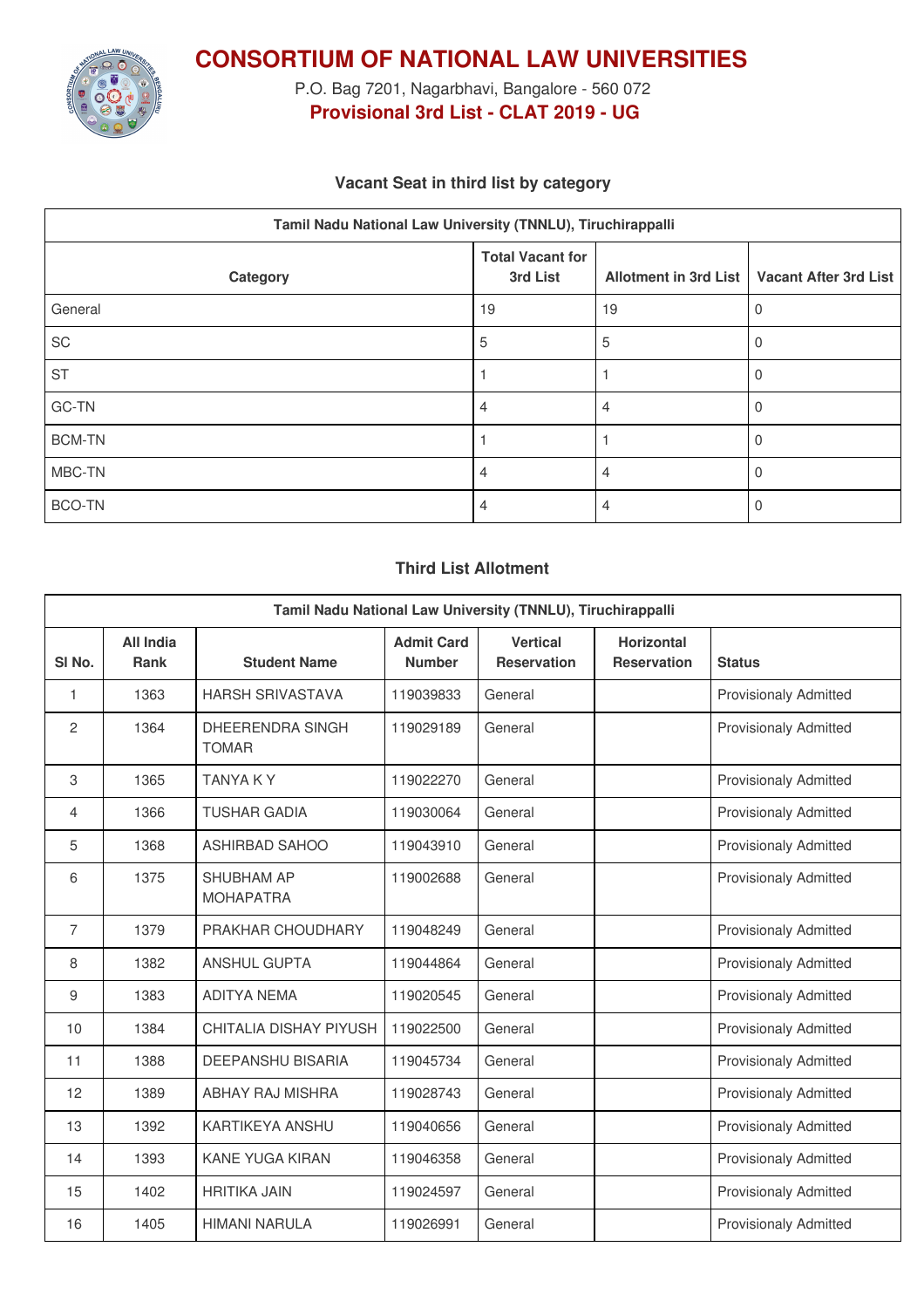# CONSORTIUM OF NATIONAL LAW UNIVERSITIES

P.O. Bag 7201, Nagarbhavi, Bangalore - 560 072

**Provisional 3rd List - CLAT 2019 - UG**

### Vacant Seat in third list by category

| Tamil Nadu National Law University (TNNLU), Tiruchirappalli | | | |
|---|---|---|---|
| Category | Total Vacant for 3rd List | Allotment in 3rd List | Vacant After 3rd List |
| General | 19 | 19 | 0 |
| SC | 5 | 5 | 0 |
| ST | 1 | 1 | 0 |
| GC-TN | 4 | 4 | 0 |
| BCM-TN | 1 | 1 | 0 |
| MBC-TN | 4 | 4 | 0 |
| BCO-TN | 4 | 4 | 0 |

### Third List Allotment

| Tamil Nadu National Law University (TNNLU), Tiruchirappalli | | | | | | |
|---|---|---|---|---|---|---|
| Sl No. | All India Rank | Student Name | Admit Card Number | Vertical Reservation | Horizontal Reservation | Status |
| 1 | 1363 | HARSH SRIVASTAVA | 119039833 | General | | Provisionaly Admitted |
| 2 | 1364 | DHEERENDRA SINGH TOMAR | 119029189 | General | | Provisionaly Admitted |
| 3 | 1365 | TANYA K Y | 119022270 | General | | Provisionaly Admitted |
| 4 | 1366 | TUSHAR GADIA | 119030064 | General | | Provisionaly Admitted |
| 5 | 1368 | ASHIRBAD SAHOO | 119043910 | General | | Provisionaly Admitted |
| 6 | 1375 | SHUBHAM AP MOHAPATRA | 119002688 | General | | Provisionaly Admitted |
| 7 | 1379 | PRAKHAR CHOUDHARY | 119048249 | General | | Provisionaly Admitted |
| 8 | 1382 | ANSHUL GUPTA | 119044864 | General | | Provisionaly Admitted |
| 9 | 1383 | ADITYA NEMA | 119020545 | General | | Provisionaly Admitted |
| 10 | 1384 | CHITALIA DISHAY PIYUSH | 119022500 | General | | Provisionaly Admitted |
| 11 | 1388 | DEEPANSHU BISARIA | 119045734 | General | | Provisionaly Admitted |
| 12 | 1389 | ABHAY RAJ MISHRA | 119028743 | General | | Provisionaly Admitted |
| 13 | 1392 | KARTIKEYA ANSHU | 119040656 | General | | Provisionaly Admitted |
| 14 | 1393 | KANE YUGA KIRAN | 119046358 | General | | Provisionaly Admitted |
| 15 | 1402 | HRITIKA JAIN | 119024597 | General | | Provisionaly Admitted |
| 16 | 1405 | HIMANI NARULA | 119026991 | General | | Provisionaly Admitted |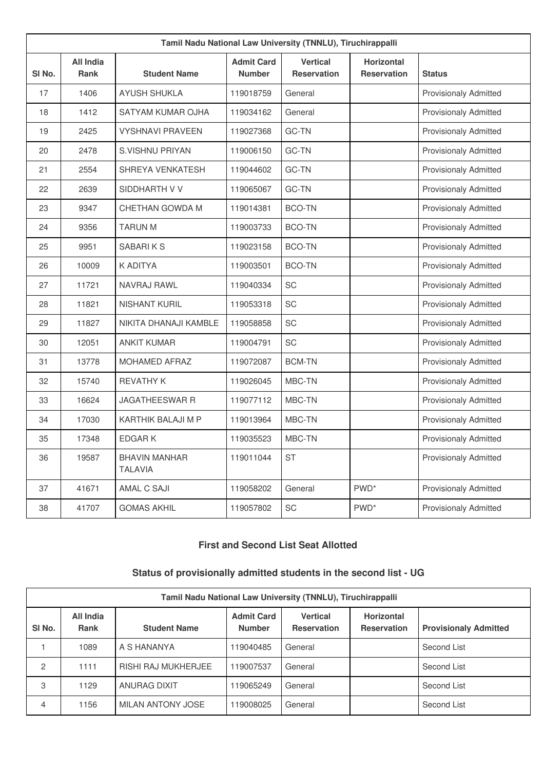| Tamil Nadu National Law University (TNNLU), Tiruchirappalli | | | | | | |
|---|---|---|---|---|---|---|
| Sl No. | All India Rank | Student Name | Admit Card Number | Vertical Reservation | Horizontal Reservation | Status |
| 17 | 1406 | AYUSH SHUKLA | 119018759 | General | | Provisionaly Admitted |
| 18 | 1412 | SATYAM KUMAR OJHA | 119034162 | General | | Provisionaly Admitted |
| 19 | 2425 | VYSHNAVI PRAVEEN | 119027368 | GC-TN | | Provisionaly Admitted |
| 20 | 2478 | S.VISHNU PRIYAN | 119006150 | GC-TN | | Provisionaly Admitted |
| 21 | 2554 | SHREYA VENKATESH | 119044602 | GC-TN | | Provisionaly Admitted |
| 22 | 2639 | SIDDHARTH V V | 119065067 | GC-TN | | Provisionaly Admitted |
| 23 | 9347 | CHETHAN GOWDA M | 119014381 | BCO-TN | | Provisionaly Admitted |
| 24 | 9356 | TARUN M | 119003733 | BCO-TN | | Provisionaly Admitted |
| 25 | 9951 | SABARI K S | 119023158 | BCO-TN | | Provisionaly Admitted |
| 26 | 10009 | K ADITYA | 119003501 | BCO-TN | | Provisionaly Admitted |
| 27 | 11721 | NAVRAJ RAWL | 119040334 | SC | | Provisionaly Admitted |
| 28 | 11821 | NISHANT KURIL | 119053318 | SC | | Provisionaly Admitted |
| 29 | 11827 | NIKITA DHANAJI KAMBLE | 119058858 | SC | | Provisionaly Admitted |
| 30 | 12051 | ANKIT KUMAR | 119004791 | SC | | Provisionaly Admitted |
| 31 | 13778 | MOHAMED AFRAZ | 119072087 | BCM-TN | | Provisionaly Admitted |
| 32 | 15740 | REVATHY K | 119026045 | MBC-TN | | Provisionaly Admitted |
| 33 | 16624 | JAGATHEESWAR R | 119077112 | MBC-TN | | Provisionaly Admitted |
| 34 | 17030 | KARTHIK BALAJI M P | 119013964 | MBC-TN | | Provisionaly Admitted |
| 35 | 17348 | EDGAR K | 119035523 | MBC-TN | | Provisionaly Admitted |
| 36 | 19587 | BHAVIN MANHAR TALAVIA | 119011044 | ST | | Provisionaly Admitted |
| 37 | 41671 | AMAL C SAJI | 119058202 | General | PWD* | Provisionaly Admitted |
| 38 | 41707 | GOMAS AKHIL | 119057802 | SC | PWD* | Provisionaly Admitted |

### First and Second List Seat Allotted

### Status of provisionally admitted students in the second list - UG

| Tamil Nadu National Law University (TNNLU), Tiruchirappalli | | | | | | |
|---|---|---|---|---|---|---|
| Sl No. | All India Rank | Student Name | Admit Card Number | Vertical Reservation | Horizontal Reservation | Provisionaly Admitted |
| 1 | 1089 | A S HANANYA | 119040485 | General | | Second List |
| 2 | 1111 | RISHI RAJ MUKHERJEE | 119007537 | General | | Second List |
| 3 | 1129 | ANURAG DIXIT | 119065249 | General | | Second List |
| 4 | 1156 | MILAN ANTONY JOSE | 119008025 | General | | Second List |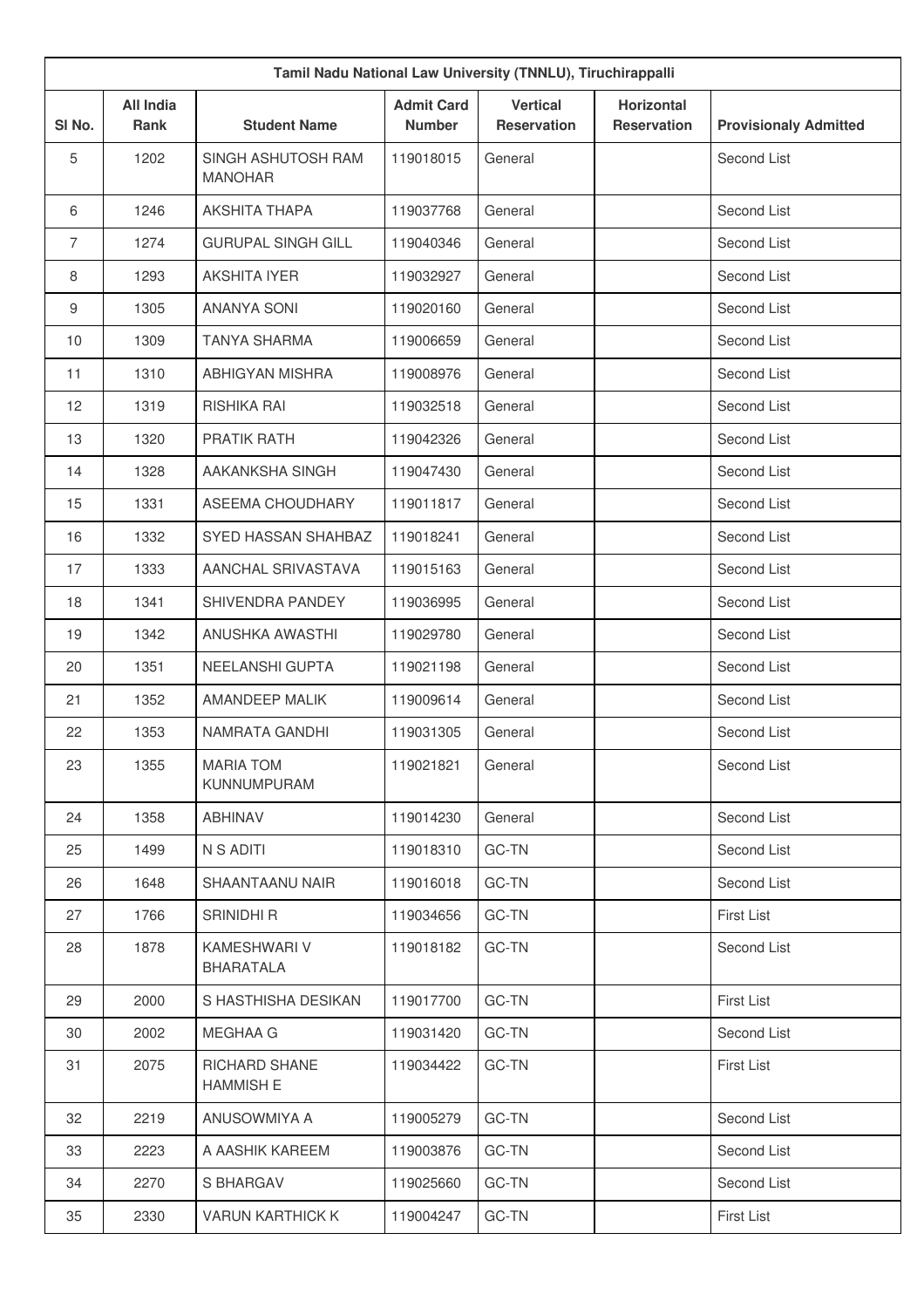| Tamil Nadu National Law University (TNNLU), Tiruchirappalli | | | | | | |
|---|---|---|---|---|---|---|
| Sl No. | All India Rank | Student Name | Admit Card Number | Vertical Reservation | Horizontal Reservation | Provisionaly Admitted |
| 5 | 1202 | SINGH ASHUTOSH RAM MANOHAR | 119018015 | General | | Second List |
| 6 | 1246 | AKSHITA THAPA | 119037768 | General | | Second List |
| 7 | 1274 | GURUPAL SINGH GILL | 119040346 | General | | Second List |
| 8 | 1293 | AKSHITA IYER | 119032927 | General | | Second List |
| 9 | 1305 | ANANYA SONI | 119020160 | General | | Second List |
| 10 | 1309 | TANYA SHARMA | 119006659 | General | | Second List |
| 11 | 1310 | ABHIGYAN MISHRA | 119008976 | General | | Second List |
| 12 | 1319 | RISHIKA RAI | 119032518 | General | | Second List |
| 13 | 1320 | PRATIK RATH | 119042326 | General | | Second List |
| 14 | 1328 | AAKANKSHA SINGH | 119047430 | General | | Second List |
| 15 | 1331 | ASEEMA CHOUDHARY | 119011817 | General | | Second List |
| 16 | 1332 | SYED HASSAN SHAHBAZ | 119018241 | General | | Second List |
| 17 | 1333 | AANCHAL SRIVASTAVA | 119015163 | General | | Second List |
| 18 | 1341 | SHIVENDRA PANDEY | 119036995 | General | | Second List |
| 19 | 1342 | ANUSHKA AWASTHI | 119029780 | General | | Second List |
| 20 | 1351 | NEELANSHI GUPTA | 119021198 | General | | Second List |
| 21 | 1352 | AMANDEEP MALIK | 119009614 | General | | Second List |
| 22 | 1353 | NAMRATA GANDHI | 119031305 | General | | Second List |
| 23 | 1355 | MARIA TOM KUNNUMPURAM | 119021821 | General | | Second List |
| 24 | 1358 | ABHINAV | 119014230 | General | | Second List |
| 25 | 1499 | N S ADITI | 119018310 | GC-TN | | Second List |
| 26 | 1648 | SHAANTAANU NAIR | 119016018 | GC-TN | | Second List |
| 27 | 1766 | SRINIDHI R | 119034656 | GC-TN | | First List |
| 28 | 1878 | KAMESHWARI V BHARATALA | 119018182 | GC-TN | | Second List |
| 29 | 2000 | S HASTHISHA DESIKAN | 119017700 | GC-TN | | First List |
| 30 | 2002 | MEGHAA G | 119031420 | GC-TN | | Second List |
| 31 | 2075 | RICHARD SHANE HAMMISH E | 119034422 | GC-TN | | First List |
| 32 | 2219 | ANUSOWMIYA A | 119005279 | GC-TN | | Second List |
| 33 | 2223 | A AASHIK KAREEM | 119003876 | GC-TN | | Second List |
| 34 | 2270 | S BHARGAV | 119025660 | GC-TN | | Second List |
| 35 | 2330 | VARUN KARTHICK K | 119004247 | GC-TN | | First List |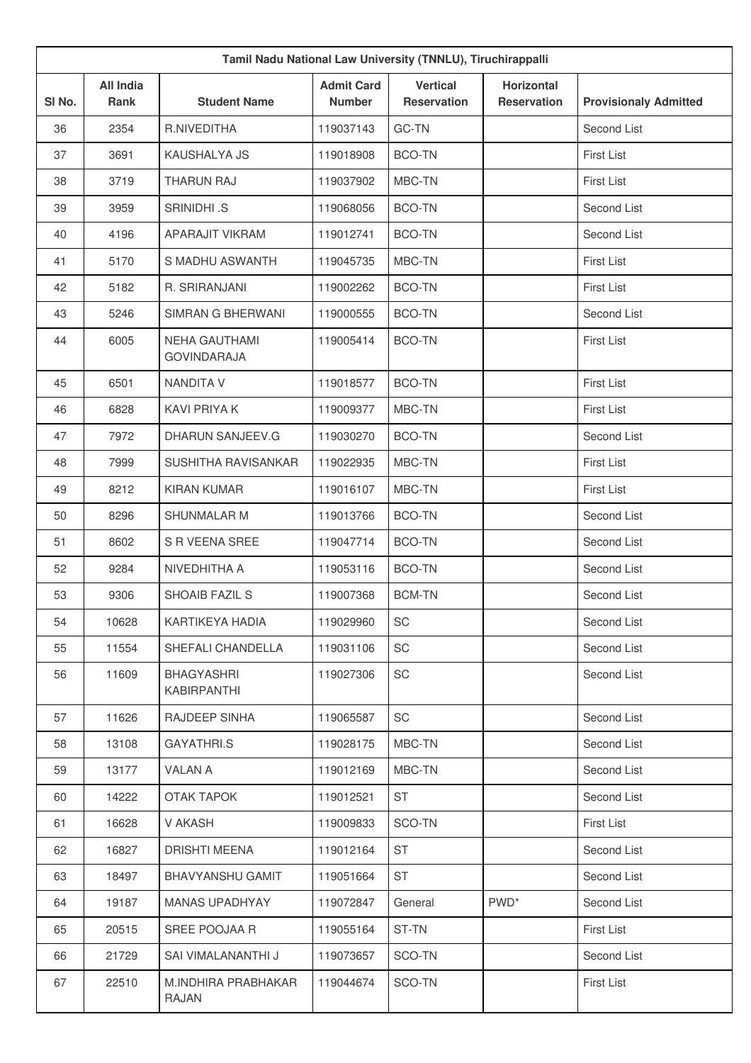| Tamil Nadu National Law University (TNNLU), Tiruchirappalli | | | | | | |
|---|---|---|---|---|---|---|
| Sl No. | All India Rank | Student Name | Admit Card Number | Vertical Reservation | Horizontal Reservation | Provisionaly Admitted |
| 36 | 2354 | R.NIVEDITHA | 119037143 | GC-TN | | Second List |
| 37 | 3691 | KAUSHALYA JS | 119018908 | BCO-TN | | First List |
| 38 | 3719 | THARUN RAJ | 119037902 | MBC-TN | | First List |
| 39 | 3959 | SRINIDHI .S | 119068056 | BCO-TN | | Second List |
| 40 | 4196 | APARAJIT VIKRAM | 119012741 | BCO-TN | | Second List |
| 41 | 5170 | S MADHU ASWANTH | 119045735 | MBC-TN | | First List |
| 42 | 5182 | R. SRIRANJANI | 119002262 | BCO-TN | | First List |
| 43 | 5246 | SIMRAN G BHERWANI | 119000555 | BCO-TN | | Second List |
| 44 | 6005 | NEHA GAUTHAMI GOVINDARAJA | 119005414 | BCO-TN | | First List |
| 45 | 6501 | NANDITA V | 119018577 | BCO-TN | | First List |
| 46 | 6828 | KAVI PRIYA K | 119009377 | MBC-TN | | First List |
| 47 | 7972 | DHARUN SANJEEV.G | 119030270 | BCO-TN | | Second List |
| 48 | 7999 | SUSHITHA RAVISANKAR | 119022935 | MBC-TN | | First List |
| 49 | 8212 | KIRAN KUMAR | 119016107 | MBC-TN | | First List |
| 50 | 8296 | SHUNMALAR M | 119013766 | BCO-TN | | Second List |
| 51 | 8602 | S R VEENA SREE | 119047714 | BCO-TN | | Second List |
| 52 | 9284 | NIVEDHITHA A | 119053116 | BCO-TN | | Second List |
| 53 | 9306 | SHOAIB FAZIL S | 119007368 | BCM-TN | | Second List |
| 54 | 10628 | KARTIKEYA HADIA | 119029960 | SC | | Second List |
| 55 | 11554 | SHEFALI CHANDELLA | 119031106 | SC | | Second List |
| 56 | 11609 | BHAGYASHRI KABIRPANTHI | 119027306 | SC | | Second List |
| 57 | 11626 | RAJDEEP SINHA | 119065587 | SC | | Second List |
| 58 | 13108 | GAYATHRI.S | 119028175 | MBC-TN | | Second List |
| 59 | 13177 | VALAN A | 119012169 | MBC-TN | | Second List |
| 60 | 14222 | OTAK TAPOK | 119012521 | ST | | Second List |
| 61 | 16628 | V AKASH | 119009833 | SCO-TN | | First List |
| 62 | 16827 | DRISHTI MEENA | 119012164 | ST | | Second List |
| 63 | 18497 | BHAVYANSHU GAMIT | 119051664 | ST | | Second List |
| 64 | 19187 | MANAS UPADHYAY | 119072847 | General | PWD* | Second List |
| 65 | 20515 | SREE POOJAA R | 119055164 | ST-TN | | First List |
| 66 | 21729 | SAI VIMALANANTHI J | 119073657 | SCO-TN | | Second List |
| 67 | 22510 | M.INDHIRA PRABHAKAR RAJAN | 119044674 | SCO-TN | | First List |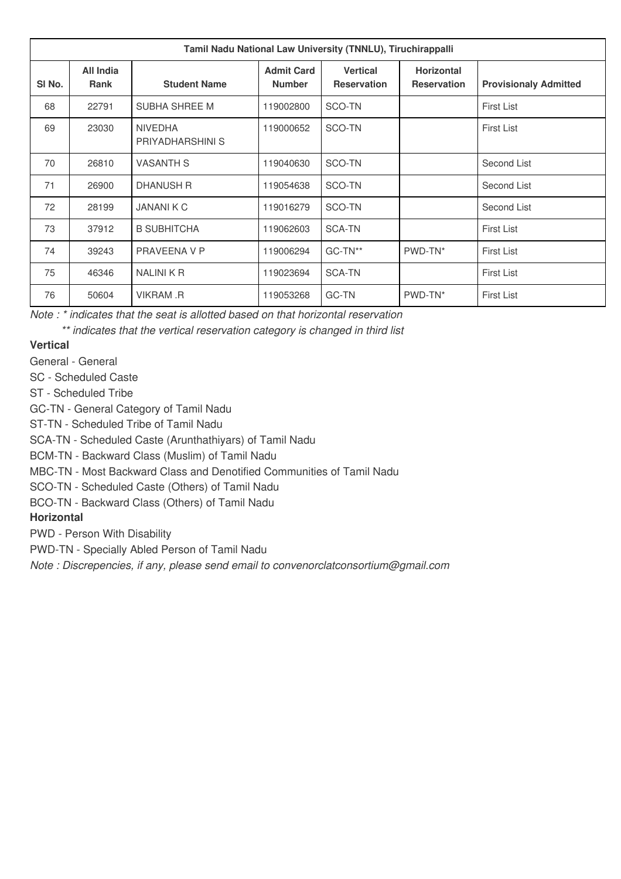| Tamil Nadu National Law University (TNNLU), Tiruchirappalli | | | | | | |
|---|---|---|---|---|---|---|
| Sl No. | All India Rank | Student Name | Admit Card Number | Vertical Reservation | Horizontal Reservation | Provisionaly Admitted |
| 68 | 22791 | SUBHA SHREE M | 119002800 | SCO-TN | | First List |
| 69 | 23030 | NIVEDHA PRIYADHARSHINI S | 119000652 | SCO-TN | | First List |
| 70 | 26810 | VASANTH S | 119040630 | SCO-TN | | Second List |
| 71 | 26900 | DHANUSH R | 119054638 | SCO-TN | | Second List |
| 72 | 28199 | JANANI K C | 119016279 | SCO-TN | | Second List |
| 73 | 37912 | B SUBHITCHA | 119062603 | SCA-TN | | First List |
| 74 | 39243 | PRAVEENA V P | 119006294 | GC-TN** | PWD-TN* | First List |
| 75 | 46346 | NALINI K R | 119023694 | SCA-TN | | First List |
| 76 | 50604 | VIKRAM .R | 119053268 | GC-TN | PWD-TN* | First List |

*Note : * indicates that the seat is allotted based on that horizontal reservation*

*** indicates that the vertical reservation category is changed in third list*

**Vertical**

General - General

SC - Scheduled Caste

ST - Scheduled Tribe

GC-TN - General Category of Tamil Nadu

ST-TN - Scheduled Tribe of Tamil Nadu

SCA-TN - Scheduled Caste (Arunthathiyars) of Tamil Nadu

BCM-TN - Backward Class (Muslim) of Tamil Nadu

MBC-TN - Most Backward Class and Denotified Communities of Tamil Nadu

SCO-TN - Scheduled Caste (Others) of Tamil Nadu

BCO-TN - Backward Class (Others) of Tamil Nadu

**Horizontal**

PWD - Person With Disability

PWD-TN - Specially Abled Person of Tamil Nadu

*Note : Discrepencies, if any, please send email to convenorclatconsortium@gmail.com*